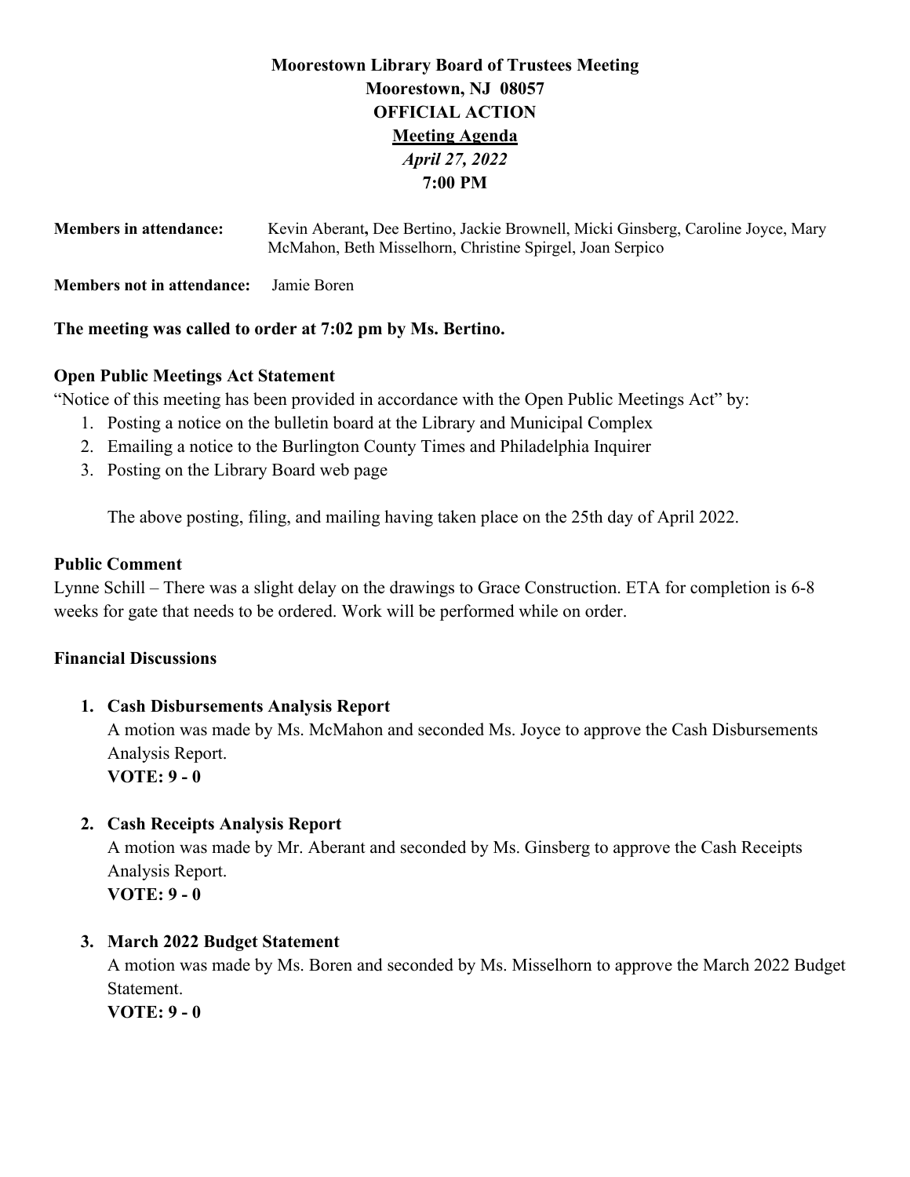**Moorestown Library Board of Trustees Meeting**
**Moorestown, NJ 08057**
**OFFICIAL ACTION**
**Meeting Agenda**
***April 27, 2022***
**7:00 PM**

**Members in attendance:** Kevin Aberant**,** Dee Bertino, Jackie Brownell, Micki Ginsberg, Caroline Joyce, Mary McMahon, Beth Misselhorn, Christine Spirgel, Joan Serpico

**Members not in attendance:** Jamie Boren

**The meeting was called to order at 7:02 pm by Ms. Bertino.**

**Open Public Meetings Act Statement**

"Notice of this meeting has been provided in accordance with the Open Public Meetings Act" by:

1. Posting a notice on the bulletin board at the Library and Municipal Complex
2. Emailing a notice to the Burlington County Times and Philadelphia Inquirer
3. Posting on the Library Board web page

The above posting, filing, and mailing having taken place on the 25th day of April 2022.

**Public Comment**

Lynne Schill – There was a slight delay on the drawings to Grace Construction. ETA for completion is 6-8 weeks for gate that needs to be ordered. Work will be performed while on order.

**Financial Discussions**

1. **Cash Disbursements Analysis Report**
   A motion was made by Ms. McMahon and seconded Ms. Joyce to approve the Cash Disbursements Analysis Report.
   **VOTE: 9 - 0**

2. **Cash Receipts Analysis Report**
   A motion was made by Mr. Aberant and seconded by Ms. Ginsberg to approve the Cash Receipts Analysis Report.
   **VOTE: 9 - 0**

3. **March 2022 Budget Statement**
   A motion was made by Ms. Boren and seconded by Ms. Misselhorn to approve the March 2022 Budget Statement.
   **VOTE: 9 - 0**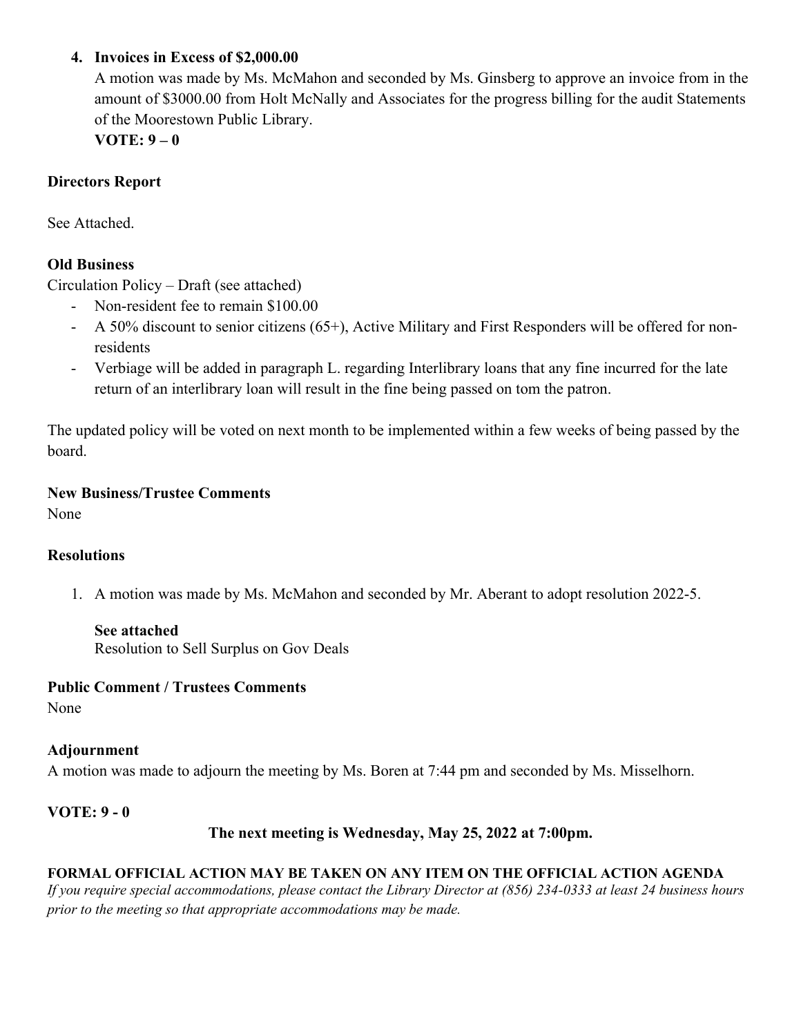4. **Invoices in Excess of $2,000.00**

   A motion was made by Ms. McMahon and seconded by Ms. Ginsberg to approve an invoice from in the amount of $3000.00 from Holt McNally and Associates for the progress billing for the audit Statements of the Moorestown Public Library.

   **VOTE: 9 – 0**

**Directors Report**

See Attached.

**Old Business**

Circulation Policy – Draft (see attached)

- Non-resident fee to remain $100.00
- A 50% discount to senior citizens (65+), Active Military and First Responders will be offered for non-residents
- Verbiage will be added in paragraph L. regarding Interlibrary loans that any fine incurred for the late return of an interlibrary loan will result in the fine being passed on tom the patron.

The updated policy will be voted on next month to be implemented within a few weeks of being passed by the board.

**New Business/Trustee Comments**

None

**Resolutions**

1. A motion was made by Ms. McMahon and seconded by Mr. Aberant to adopt resolution 2022-5.

   **See attached**

   Resolution to Sell Surplus on Gov Deals

**Public Comment / Trustees Comments**

None

**Adjournment**

A motion was made to adjourn the meeting by Ms. Boren at 7:44 pm and seconded by Ms. Misselhorn.

**VOTE: 9 - 0**

**The next meeting is Wednesday, May 25, 2022 at 7:00pm.**

**FORMAL OFFICIAL ACTION MAY BE TAKEN ON ANY ITEM ON THE OFFICIAL ACTION AGENDA**

*If you require special accommodations, please contact the Library Director at (856) 234-0333 at least 24 business hours prior to the meeting so that appropriate accommodations may be made.*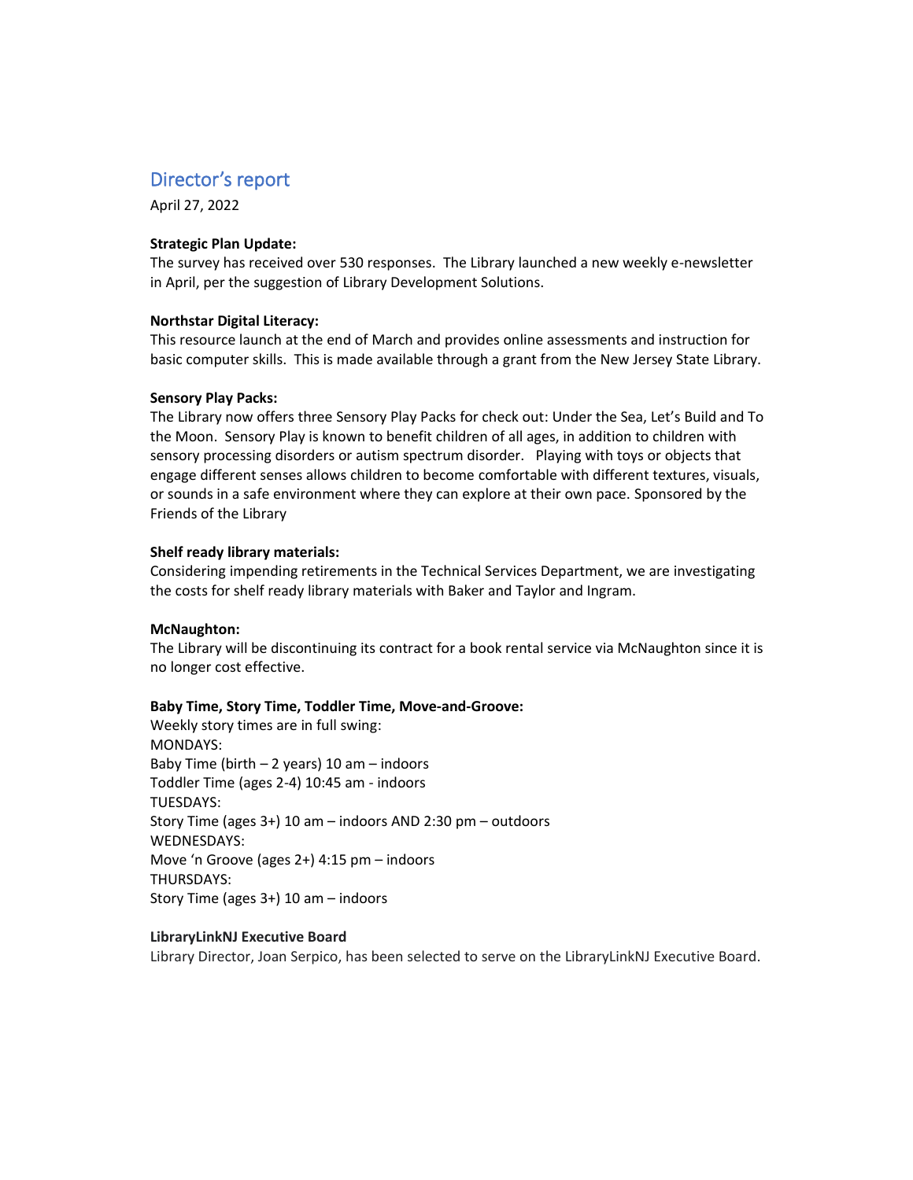## Director's report

April 27, 2022

**Strategic Plan Update:**
The survey has received over 530 responses. The Library launched a new weekly e-newsletter in April, per the suggestion of Library Development Solutions.

**Northstar Digital Literacy:**
This resource launch at the end of March and provides online assessments and instruction for basic computer skills. This is made available through a grant from the New Jersey State Library.

**Sensory Play Packs:**
The Library now offers three Sensory Play Packs for check out: Under the Sea, Let's Build and To the Moon. Sensory Play is known to benefit children of all ages, in addition to children with sensory processing disorders or autism spectrum disorder. Playing with toys or objects that engage different senses allows children to become comfortable with different textures, visuals, or sounds in a safe environment where they can explore at their own pace. Sponsored by the Friends of the Library

**Shelf ready library materials:**
Considering impending retirements in the Technical Services Department, we are investigating the costs for shelf ready library materials with Baker and Taylor and Ingram.

**McNaughton:**
The Library will be discontinuing its contract for a book rental service via McNaughton since it is no longer cost effective.

**Baby Time, Story Time, Toddler Time, Move-and-Groove:**
Weekly story times are in full swing:
MONDAYS:
Baby Time (birth – 2 years) 10 am – indoors
Toddler Time (ages 2-4) 10:45 am - indoors
TUESDAYS:
Story Time (ages 3+) 10 am – indoors AND 2:30 pm – outdoors
WEDNESDAYS:
Move 'n Groove (ages 2+) 4:15 pm – indoors
THURSDAYS:
Story Time (ages 3+) 10 am – indoors

**LibraryLinkNJ Executive Board**
Library Director, Joan Serpico, has been selected to serve on the LibraryLinkNJ Executive Board.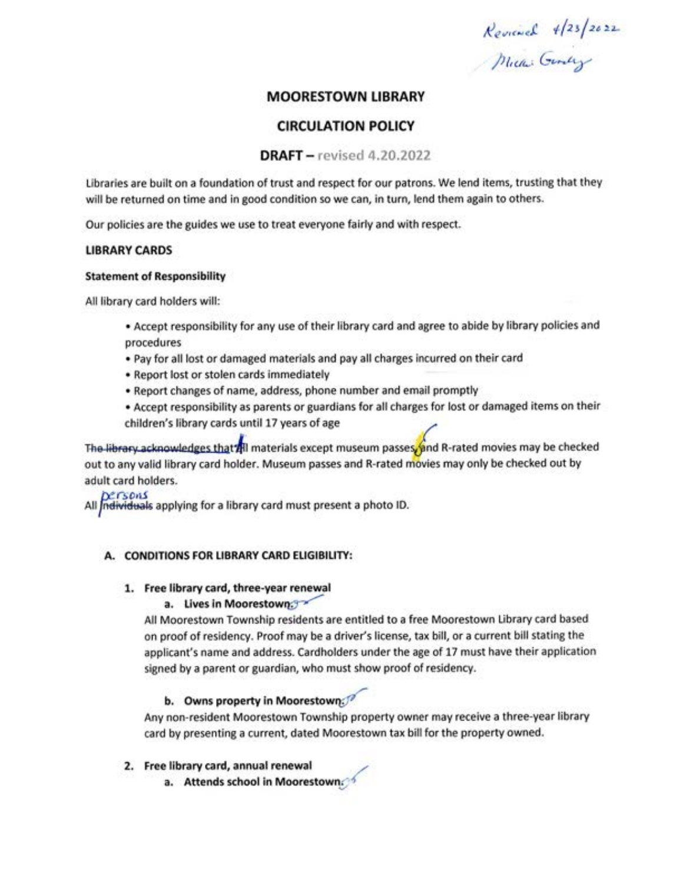Reviewed 4/23/2022
Micki Gentry

# MOORESTOWN LIBRARY

## CIRCULATION POLICY

### DRAFT – revised 4.20.2022

Libraries are built on a foundation of trust and respect for our patrons. We lend items, trusting that they will be returned on time and in good condition so we can, in turn, lend them again to others.

Our policies are the guides we use to treat everyone fairly and with respect.

**LIBRARY CARDS**

**Statement of Responsibility**

All library card holders will:

- Accept responsibility for any use of their library card and agree to abide by library policies and procedures
- Pay for all lost or damaged materials and pay all charges incurred on their card
- Report lost or stolen cards immediately
- Report changes of name, address, phone number and email promptly
- Accept responsibility as parents or guardians for all charges for lost or damaged items on their children's library cards until 17 years of age

~~The library acknowledges that~~ All materials except museum passes, and R-rated movies may be checked out to any valid library card holder. Museum passes and R-rated movies may only be checked out by adult card holders.

All ~~individuals~~ persons applying for a library card must present a photo ID.

**A. CONDITIONS FOR LIBRARY CARD ELIGIBILITY:**

1. **Free library card, three-year renewal**

   a. **Lives in Moorestown.**

   All Moorestown Township residents are entitled to a free Moorestown Library card based on proof of residency. Proof may be a driver's license, tax bill, or a current bill stating the applicant's name and address. Cardholders under the age of 17 must have their application signed by a parent or guardian, who must show proof of residency.

   b. **Owns property in Moorestown.**

   Any non-resident Moorestown Township property owner may receive a three-year library card by presenting a current, dated Moorestown tax bill for the property owned.

2. **Free library card, annual renewal**

   a. **Attends school in Moorestown.**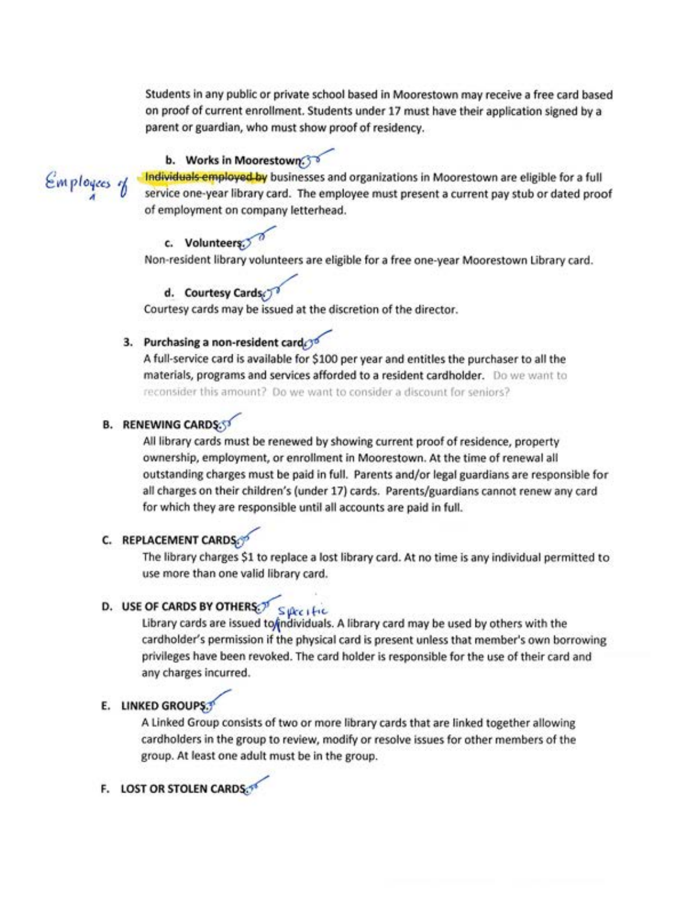Students in any public or private school based in Moorestown may receive a free card based on proof of current enrollment. Students under 17 must have their application signed by a parent or guardian, who must show proof of residency.

**b. Works in Moorestown.**

Employees of ~~Individuals employed by~~ businesses and organizations in Moorestown are eligible for a full service one-year library card. The employee must present a current pay stub or dated proof of employment on company letterhead.

**c. Volunteers.**

Non-resident library volunteers are eligible for a free one-year Moorestown Library card.

**d. Courtesy Cards.**

Courtesy cards may be issued at the discretion of the director.

**3. Purchasing a non-resident card.**

A full-service card is available for $100 per year and entitles the purchaser to all the materials, programs and services afforded to a resident cardholder. Do we want to reconsider this amount? Do we want to consider a discount for seniors?

## B. RENEWING CARDS.

All library cards must be renewed by showing current proof of residence, property ownership, employment, or enrollment in Moorestown. At the time of renewal all outstanding charges must be paid in full. Parents and/or legal guardians are responsible for all charges on their children's (under 17) cards. Parents/guardians cannot renew any card for which they are responsible until all accounts are paid in full.

## C. REPLACEMENT CARDS.

The library charges $1 to replace a lost library card. At no time is any individual permitted to use more than one valid library card.

## D. USE OF CARDS BY OTHERS.

Library cards are issued to specific individuals. A library card may be used by others with the cardholder's permission if the physical card is present unless that member's own borrowing privileges have been revoked. The card holder is responsible for the use of their card and any charges incurred.

## E. LINKED GROUPS.

A Linked Group consists of two or more library cards that are linked together allowing cardholders in the group to review, modify or resolve issues for other members of the group. At least one adult must be in the group.

## F. LOST OR STOLEN CARDS.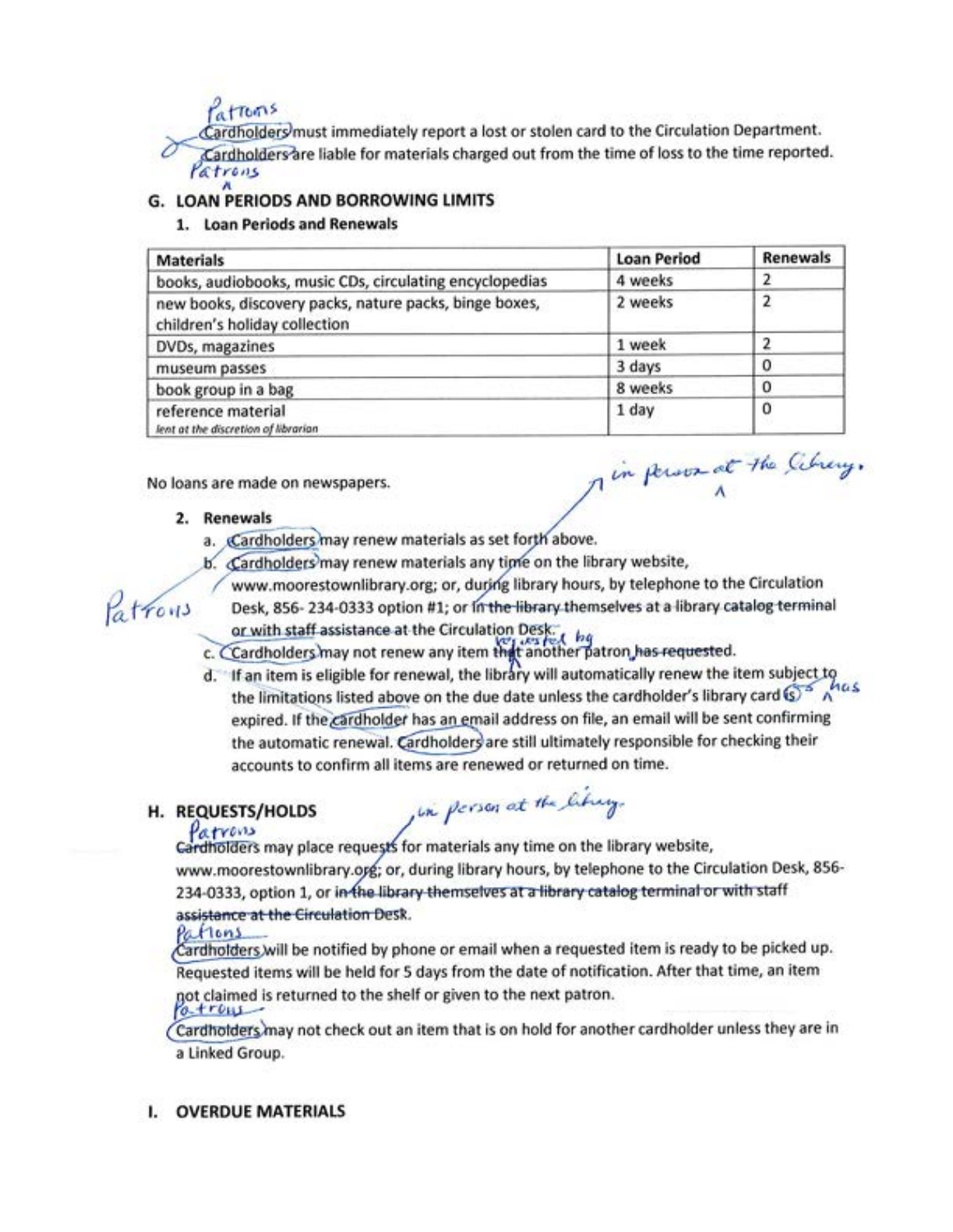Cardholders must immediately report a lost or stolen card to the Circulation Department. Cardholders are liable for materials charged out from the time of loss to the time reported.

## G. LOAN PERIODS AND BORROWING LIMITS

### 1. Loan Periods and Renewals

| Materials | Loan Period | Renewals |
|---|---|---|
| books, audiobooks, music CDs, circulating encyclopedias | 4 weeks | 2 |
| new books, discovery packs, nature packs, binge boxes, children's holiday collection | 2 weeks | 2 |
| DVDs, magazines | 1 week | 2 |
| museum passes | 3 days | 0 |
| book group in a bag | 8 weeks | 0 |
| reference material *lent at the discretion of librarian* | 1 day | 0 |

No loans are made on newspapers.

### 2. Renewals

a. Cardholders may renew materials as set forth above.

b. Cardholders may renew materials any time on the library website, www.moorestownlibrary.org; or, during library hours, by telephone to the Circulation Desk, 856- 234-0333 option #1; or in the library themselves at a library catalog terminal or with staff assistance at the Circulation Desk.

c. Cardholders may not renew any item that another patron has requested.

d. If an item is eligible for renewal, the library will automatically renew the item subject to the limitations listed above on the due date unless the cardholder's library card is expired. If the cardholder has an email address on file, an email will be sent confirming the automatic renewal. Cardholders are still ultimately responsible for checking their accounts to confirm all items are renewed or returned on time.

## H. REQUESTS/HOLDS

Cardholders may place requests for materials any time on the library website, www.moorestownlibrary.org; or, during library hours, by telephone to the Circulation Desk, 856-234-0333, option 1, or in the library themselves at a library catalog terminal or with staff assistance at the Circulation Desk.

Cardholders will be notified by phone or email when a requested item is ready to be picked up. Requested items will be held for 5 days from the date of notification. After that time, an item not claimed is returned to the shelf or given to the next patron.

Cardholders may not check out an item that is on hold for another cardholder unless they are in a Linked Group.

## I. OVERDUE MATERIALS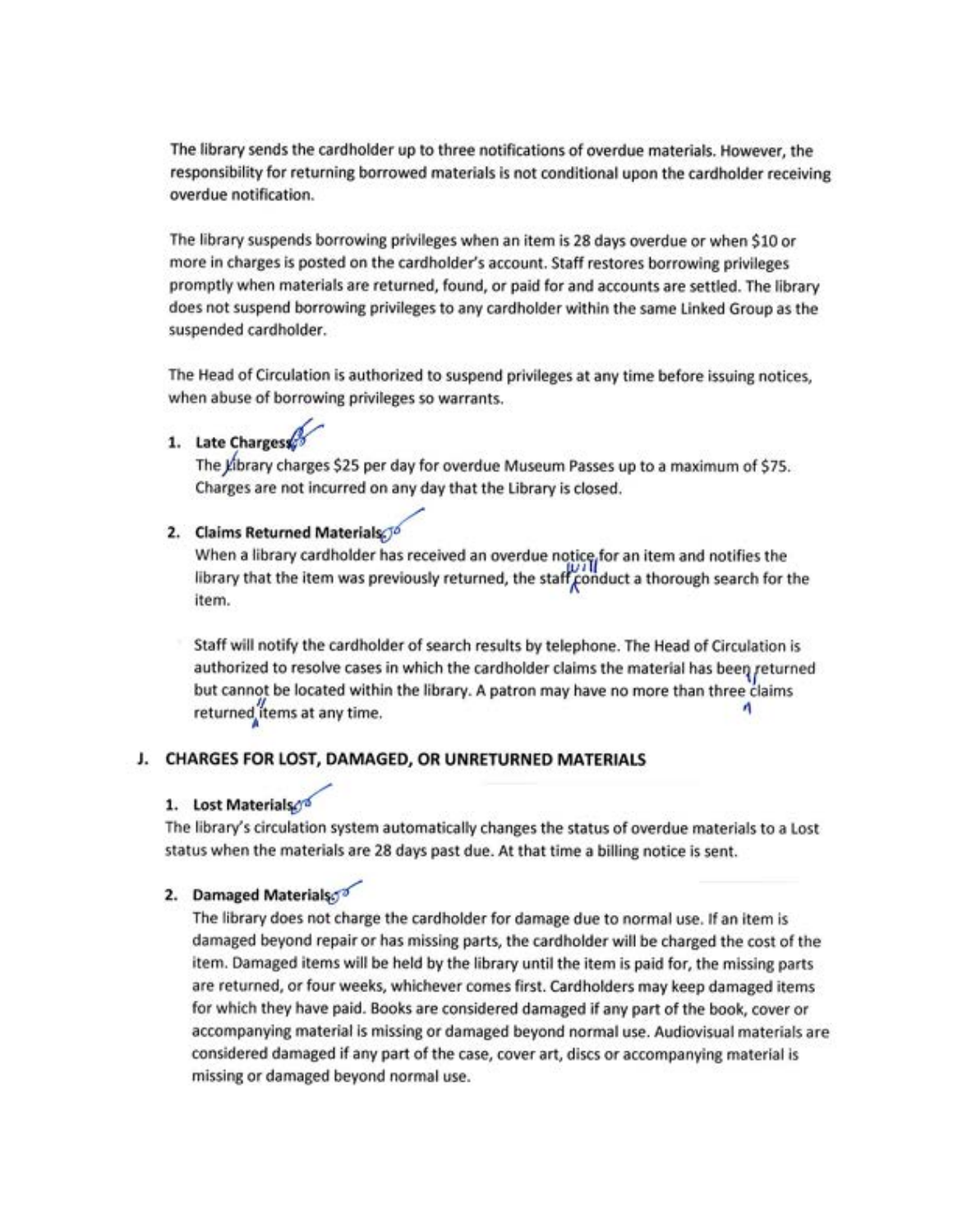The library sends the cardholder up to three notifications of overdue materials. However, the responsibility for returning borrowed materials is not conditional upon the cardholder receiving overdue notification.

The library suspends borrowing privileges when an item is 28 days overdue or when $10 or more in charges is posted on the cardholder's account. Staff restores borrowing privileges promptly when materials are returned, found, or paid for and accounts are settled. The library does not suspend borrowing privileges to any cardholder within the same Linked Group as the suspended cardholder.

The Head of Circulation is authorized to suspend privileges at any time before issuing notices, when abuse of borrowing privileges so warrants.

1. **Late Charges**

   The library charges $25 per day for overdue Museum Passes up to a maximum of $75. Charges are not incurred on any day that the Library is closed.

2. **Claims Returned Materials**

   When a library cardholder has received an overdue notice for an item and notifies the library that the item was previously returned, the staff will conduct a thorough search for the item.

   Staff will notify the cardholder of search results by telephone. The Head of Circulation is authorized to resolve cases in which the cardholder claims the material has been returned but cannot be located within the library. A patron may have no more than three "claims returned" items at any time.

## J. CHARGES FOR LOST, DAMAGED, OR UNRETURNED MATERIALS

1. **Lost Materials**

   The library's circulation system automatically changes the status of overdue materials to a Lost status when the materials are 28 days past due. At that time a billing notice is sent.

2. **Damaged Materials**

   The library does not charge the cardholder for damage due to normal use. If an item is damaged beyond repair or has missing parts, the cardholder will be charged the cost of the item. Damaged items will be held by the library until the item is paid for, the missing parts are returned, or four weeks, whichever comes first. Cardholders may keep damaged items for which they have paid. Books are considered damaged if any part of the book, cover or accompanying material is missing or damaged beyond normal use. Audiovisual materials are considered damaged if any part of the case, cover art, discs or accompanying material is missing or damaged beyond normal use.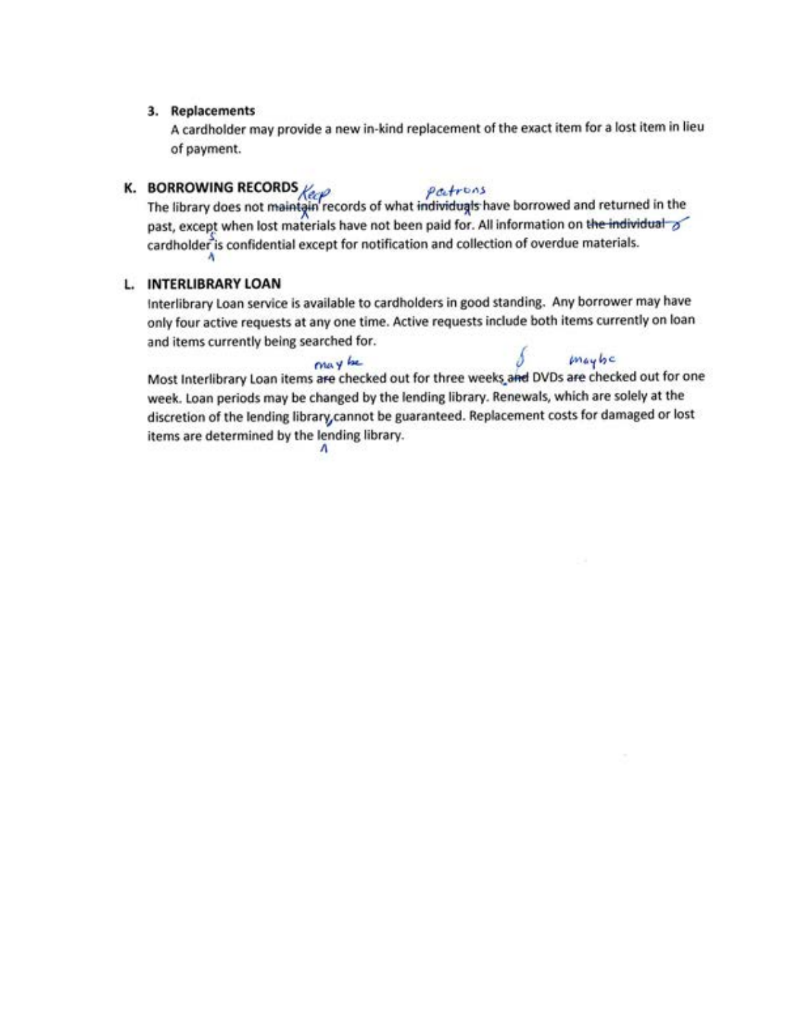3. **Replacements**

A cardholder may provide a new in-kind replacement of the exact item for a lost item in lieu of payment.

## K. BORROWING RECORDS

The library does not maintain records of what individuals have borrowed and returned in the past, except when lost materials have not been paid for. All information on the individual cardholder is confidential except for notification and collection of overdue materials.

## L. INTERLIBRARY LOAN

Interlibrary Loan service is available to cardholders in good standing. Any borrower may have only four active requests at any one time. Active requests include both items currently on loan and items currently being searched for.

Most Interlibrary Loan items are checked out for three weeks and DVDs are checked out for one week. Loan periods may be changed by the lending library. Renewals, which are solely at the discretion of the lending library cannot be guaranteed. Replacement costs for damaged or lost items are determined by the lending library.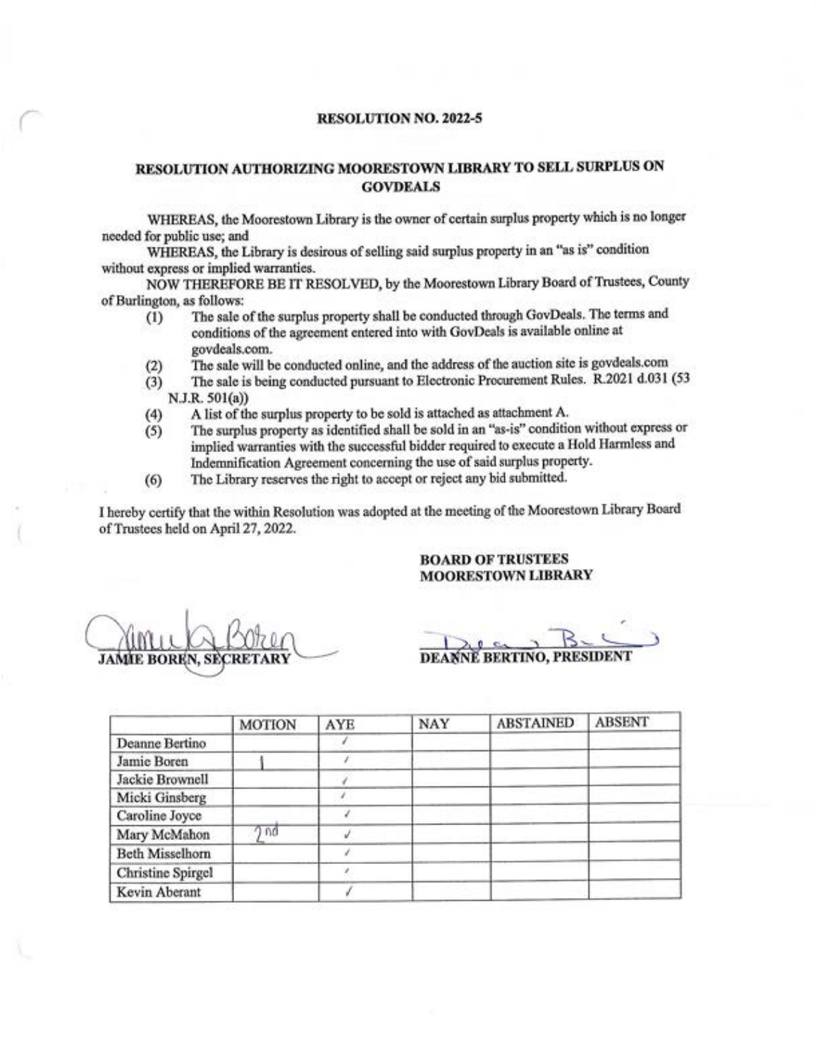**RESOLUTION NO. 2022-5**

**RESOLUTION AUTHORIZING MOORESTOWN LIBRARY TO SELL SURPLUS ON GOVDEALS**

WHEREAS, the Moorestown Library is the owner of certain surplus property which is no longer needed for public use; and

WHEREAS, the Library is desirous of selling said surplus property in an "as is" condition without express or implied warranties.

NOW THEREFORE BE IT RESOLVED, by the Moorestown Library Board of Trustees, County of Burlington, as follows:

(1) The sale of the surplus property shall be conducted through GovDeals. The terms and conditions of the agreement entered into with GovDeals is available online at govdeals.com.
(2) The sale will be conducted online, and the address of the auction site is govdeals.com
(3) The sale is being conducted pursuant to Electronic Procurement Rules. R.2021 d.031 (53 N.J.R. 501(a))
(4) A list of the surplus property to be sold is attached as attachment A.
(5) The surplus property as identified shall be sold in an "as-is" condition without express or implied warranties with the successful bidder required to execute a Hold Harmless and Indemnification Agreement concerning the use of said surplus property.
(6) The Library reserves the right to accept or reject any bid submitted.

I hereby certify that the within Resolution was adopted at the meeting of the Moorestown Library Board of Trustees held on April 27, 2022.

**BOARD OF TRUSTEES**
**MOORESTOWN LIBRARY**

**JAMIE BOREN, SECRETARY**

**DEANNE BERTINO, PRESIDENT**

| | MOTION | AYE | NAY | ABSTAINED | ABSENT |
|---|---|---|---|---|---|
| Deanne Bertino | | ✓ | | | |
| Jamie Boren | 1 | ✓ | | | |
| Jackie Brownell | | ✓ | | | |
| Micki Ginsberg | | ✓ | | | |
| Caroline Joyce | | ✓ | | | |
| Mary McMahon | 2nd | ✓ | | | |
| Beth Misselhorn | | ✓ | | | |
| Christine Spirgel | | ✓ | | | |
| Kevin Aberant | | ✓ | | | |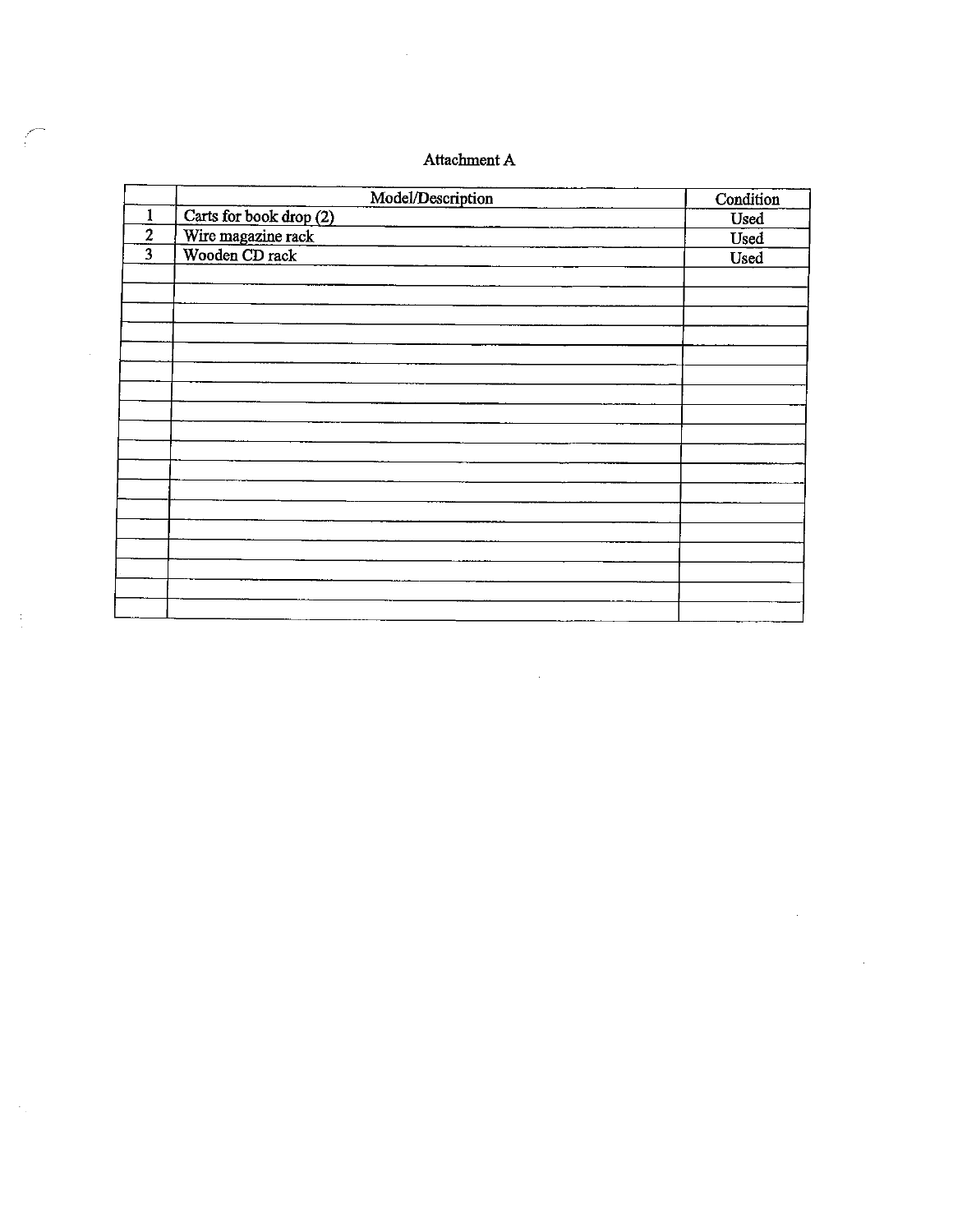# Attachment A

| | Model/Description | Condition |
|---|---|---|
| 1 | Carts for book drop (2) | Used |
| 2 | Wire magazine rack | Used |
| 3 | Wooden CD rack | Used |
| | | |
| | | |
| | | |
| | | |
| | | |
| | | |
| | | |
| | | |
| | | |
| | | |
| | | |
| | | |
| | | |
| | | |
| | | |
| | | |
| | | |
| | | |